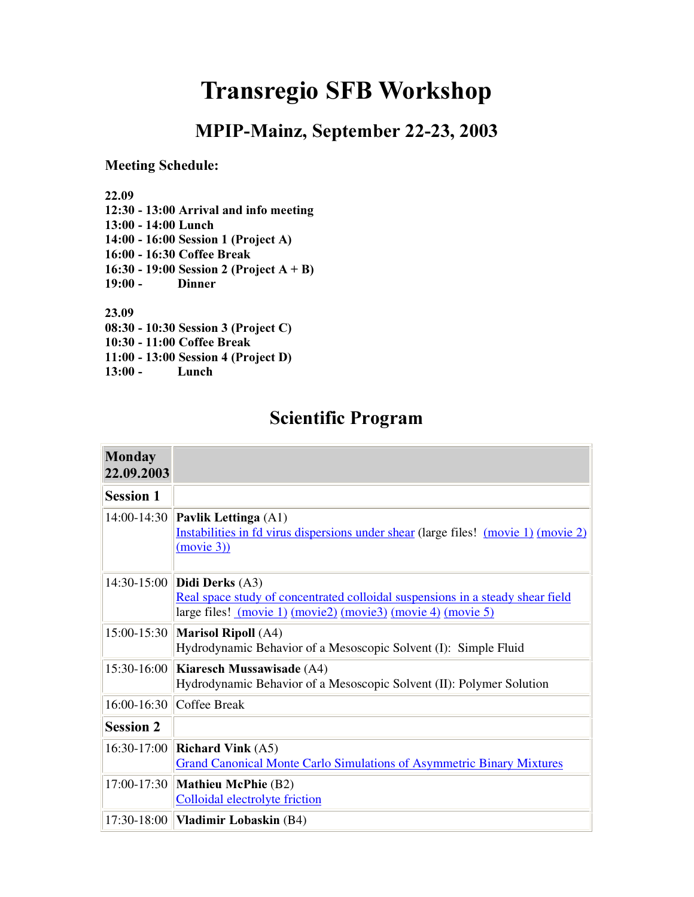# Transregio SFB Workshop

## MPIP-Mainz, September 22-23, 2003

**Meeting Schedule:**

**22.09**
**12:30 - 13:00 Arrival and info meeting**
**13:00 - 14:00 Lunch**
**14:00 - 16:00 Session 1 (Project A)**
**16:00 - 16:30 Coffee Break**
**16:30 - 19:00 Session 2 (Project A + B)**
**19:00 - Dinner**

**23.09**
**08:30 - 10:30 Session 3 (Project C)**
**10:30 - 11:00 Coffee Break**
**11:00 - 13:00 Session 4 (Project D)**
**13:00 - Lunch**

## Scientific Program

| **Monday 22.09.2003** | |
|---|---|
| **Session 1** | |
| 14:00-14:30 | **Pavlik Lettinga** (A1)<br>Instabilities in fd virus dispersions under shear (large files! (movie 1) (movie 2) (movie 3)) |
| 14:30-15:00 | **Didi Derks** (A3)<br>Real space study of concentrated colloidal suspensions in a steady shear field large files! (movie 1) (movie2) (movie3) (movie 4) (movie 5) |
| 15:00-15:30 | **Marisol Ripoll** (A4)<br>Hydrodynamic Behavior of a Mesoscopic Solvent (I): Simple Fluid |
| 15:30-16:00 | **Kiaresch Mussawisade** (A4)<br>Hydrodynamic Behavior of a Mesoscopic Solvent (II): Polymer Solution |
| 16:00-16:30 | Coffee Break |
| **Session 2** | |
| 16:30-17:00 | **Richard Vink** (A5)<br>Grand Canonical Monte Carlo Simulations of Asymmetric Binary Mixtures |
| 17:00-17:30 | **Mathieu McPhie** (B2)<br>Colloidal electrolyte friction |
| 17:30-18:00 | **Vladimir Lobaskin** (B4) |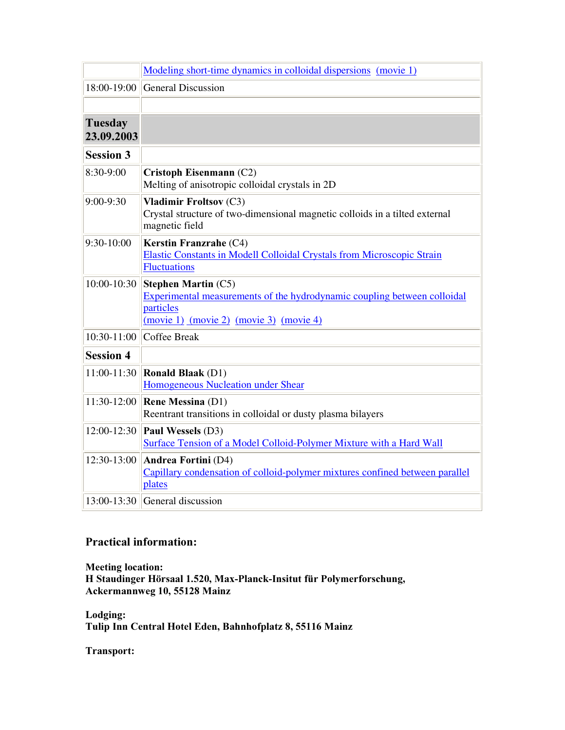| | |
|---|---|
| | Modeling short-time dynamics in colloidal dispersions (movie 1) |
| 18:00-19:00 | General Discussion |
| | |
| **Tuesday 23.09.2003** | |
| **Session 3** | |
| 8:30-9:00 | **Cristoph Eisenmann** (C2)<br>Melting of anisotropic colloidal crystals in 2D |
| 9:00-9:30 | **Vladimir Froltsov** (C3)<br>Crystal structure of two-dimensional magnetic colloids in a tilted external magnetic field |
| 9:30-10:00 | **Kerstin Franzrahe** (C4)<br>Elastic Constants in Modell Colloidal Crystals from Microscopic Strain Fluctuations |
| 10:00-10:30 | **Stephen Martin** (C5)<br>Experimental measurements of the hydrodynamic coupling between colloidal particles<br>(movie 1) (movie 2) (movie 3) (movie 4) |
| 10:30-11:00 | Coffee Break |
| **Session 4** | |
| 11:00-11:30 | **Ronald Blaak** (D1)<br>Homogeneous Nucleation under Shear |
| 11:30-12:00 | **Rene Messina** (D1)<br>Reentrant transitions in colloidal or dusty plasma bilayers |
| 12:00-12:30 | **Paul Wessels** (D3)<br>Surface Tension of a Model Colloid-Polymer Mixture with a Hard Wall |
| 12:30-13:00 | **Andrea Fortini** (D4)<br>Capillary condensation of colloid-polymer mixtures confined between parallel plates |
| 13:00-13:30 | General discussion |

### Practical information:

**Meeting location:**
**H Staudinger Hörsaal 1.520, Max-Planck-Insitut für Polymerforschung, Ackermannweg 10, 55128 Mainz**

**Lodging:**
**Tulip Inn Central Hotel Eden, Bahnhofplatz 8, 55116 Mainz**

**Transport:**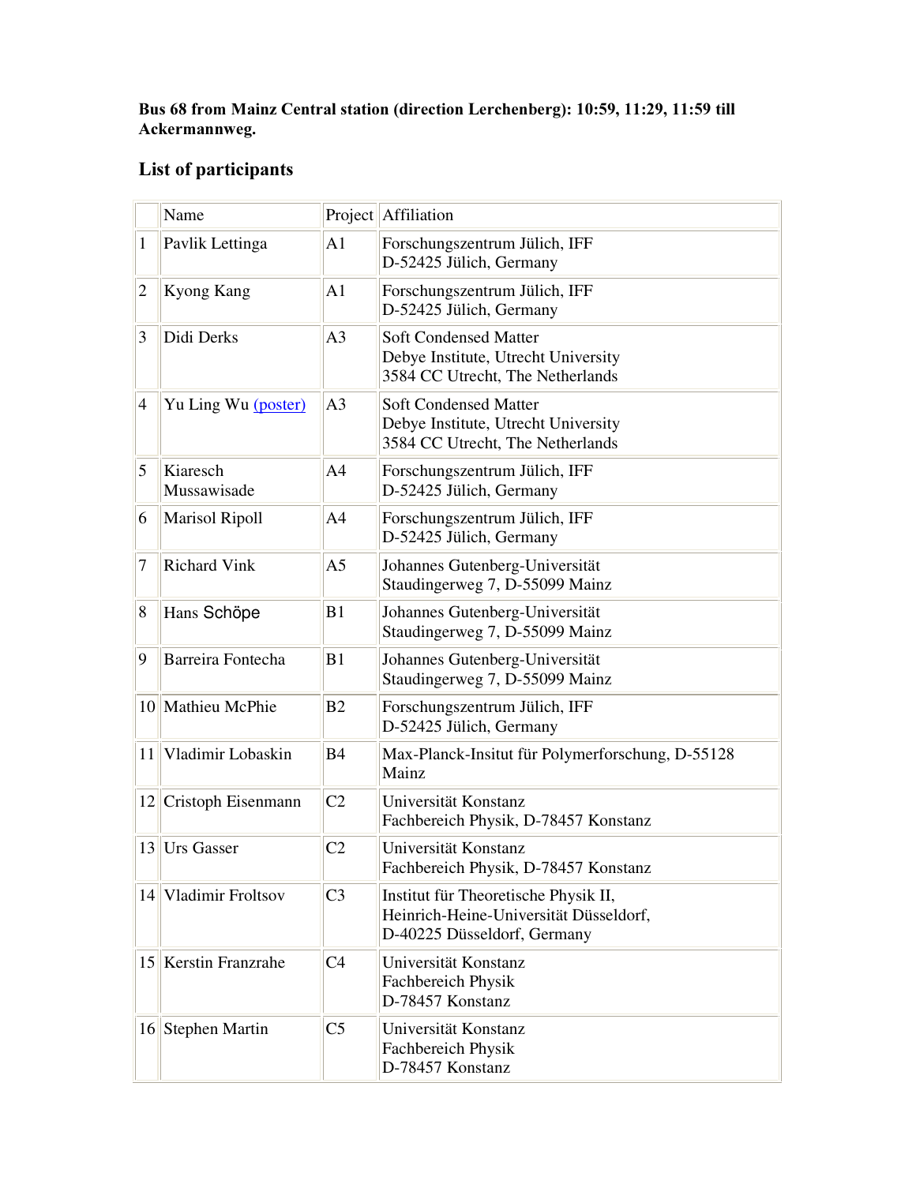**Bus 68 from Mainz Central station (direction Lerchenberg): 10:59, 11:29, 11:59 till Ackermannweg.**

## List of participants

| | Name | Project | Affiliation |
|---|---|---|---|
| 1 | Pavlik Lettinga | A1 | Forschungszentrum Jülich, IFF<br>D-52425 Jülich, Germany |
| 2 | Kyong Kang | A1 | Forschungszentrum Jülich, IFF<br>D-52425 Jülich, Germany |
| 3 | Didi Derks | A3 | Soft Condensed Matter<br>Debye Institute, Utrecht University<br>3584 CC Utrecht, The Netherlands |
| 4 | Yu Ling Wu (poster) | A3 | Soft Condensed Matter<br>Debye Institute, Utrecht University<br>3584 CC Utrecht, The Netherlands |
| 5 | Kiaresch Mussawisade | A4 | Forschungszentrum Jülich, IFF<br>D-52425 Jülich, Germany |
| 6 | Marisol Ripoll | A4 | Forschungszentrum Jülich, IFF<br>D-52425 Jülich, Germany |
| 7 | Richard Vink | A5 | Johannes Gutenberg-Universität<br>Staudingerweg 7, D-55099 Mainz |
| 8 | Hans Schöpe | B1 | Johannes Gutenberg-Universität<br>Staudingerweg 7, D-55099 Mainz |
| 9 | Barreira Fontecha | B1 | Johannes Gutenberg-Universität<br>Staudingerweg 7, D-55099 Mainz |
| 10 | Mathieu McPhie | B2 | Forschungszentrum Jülich, IFF<br>D-52425 Jülich, Germany |
| 11 | Vladimir Lobaskin | B4 | Max-Planck-Insitut für Polymerforschung, D-55128 Mainz |
| 12 | Cristoph Eisenmann | C2 | Universität Konstanz<br>Fachbereich Physik, D-78457 Konstanz |
| 13 | Urs Gasser | C2 | Universität Konstanz<br>Fachbereich Physik, D-78457 Konstanz |
| 14 | Vladimir Froltsov | C3 | Institut für Theoretische Physik II,<br>Heinrich-Heine-Universität Düsseldorf,<br>D-40225 Düsseldorf, Germany |
| 15 | Kerstin Franzrahe | C4 | Universität Konstanz<br>Fachbereich Physik<br>D-78457 Konstanz |
| 16 | Stephen Martin | C5 | Universität Konstanz<br>Fachbereich Physik<br>D-78457 Konstanz |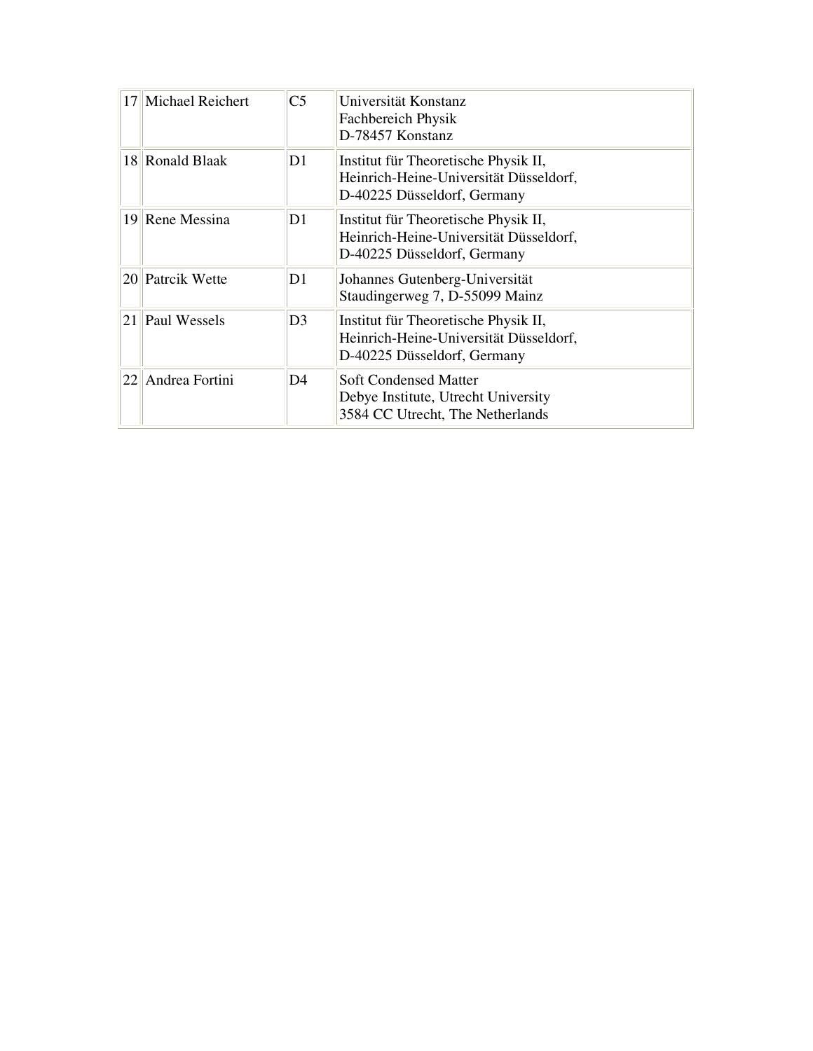| | | | |
|---|---|---|---|
| 17 | Michael Reichert | C5 | Universität Konstanz<br>Fachbereich Physik<br>D-78457 Konstanz |
| 18 | Ronald Blaak | D1 | Institut für Theoretische Physik II,<br>Heinrich-Heine-Universität Düsseldorf,<br>D-40225 Düsseldorf, Germany |
| 19 | Rene Messina | D1 | Institut für Theoretische Physik II,<br>Heinrich-Heine-Universität Düsseldorf,<br>D-40225 Düsseldorf, Germany |
| 20 | Patrcik Wette | D1 | Johannes Gutenberg-Universität<br>Staudingerweg 7, D-55099 Mainz |
| 21 | Paul Wessels | D3 | Institut für Theoretische Physik II,<br>Heinrich-Heine-Universität Düsseldorf,<br>D-40225 Düsseldorf, Germany |
| 22 | Andrea Fortini | D4 | Soft Condensed Matter<br>Debye Institute, Utrecht University<br>3584 CC Utrecht, The Netherlands |